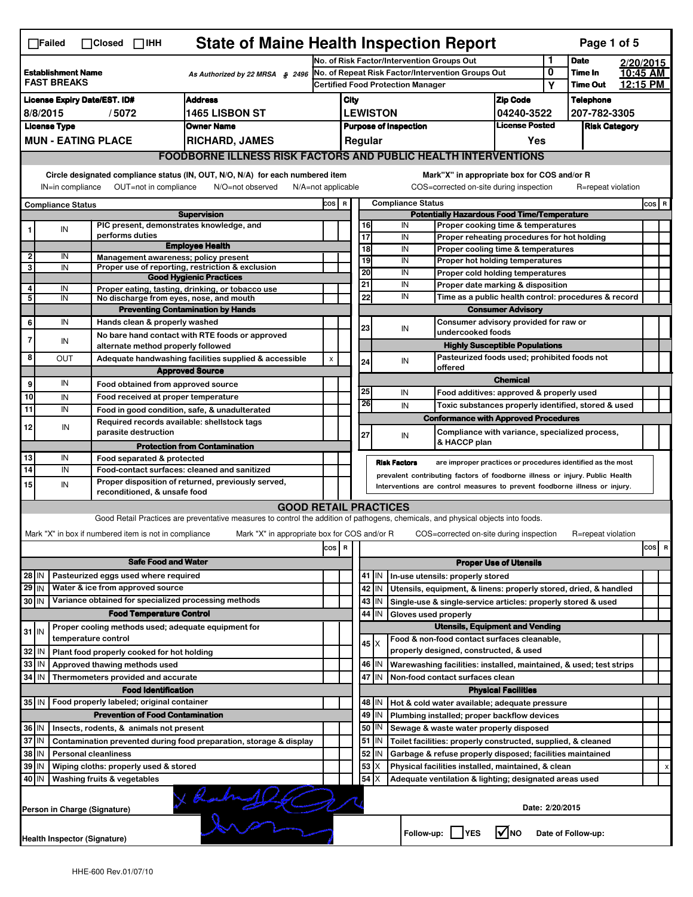☐Failed ☐Closed ☐IHH

# State of Maine Health Inspection Report

| | | | |
|---|---|---|---|
| **Establishment Name** FAST BREAKS | As Authorized by 22 MRSA § 2496 | No. of Risk Factor/Intervention Groups Out: 1 | **Date** 2/20/2015 |
| | | No. of Repeat Risk Factor/Intervention Groups Out: 0 | **Time In** 10:45 AM |
| | | Certified Food Protection Manager: Y | **Time Out** 12:15 PM |

| License Expiry Date/EST. ID# | Address | City | Zip Code | Telephone |
|---|---|---|---|---|
| 8/8/2015 / 5072 | 1465 LISBON ST | LEWISTON | 04240-3522 | 207-782-3305 |

| License Type | Owner Name | Purpose of Inspection | License Posted | Risk Category |
|---|---|---|---|---|
| MUN - EATING PLACE | RICHARD, JAMES | Regular | Yes | |

## FOODBORNE ILLNESS RISK FACTORS AND PUBLIC HEALTH INTERVENTIONS

Circle designated compliance status (IN, OUT, N/O, N/A) for each numbered item. IN=in compliance OUT=not in compliance N/O=not observed N/A=not applicable

Mark "X" in appropriate box for COS and/or R. COS=corrected on-site during inspection R=repeat violation

| # | Compliance Status | Item | COS | R |
|---|---|---|---|---|
| | | **Supervision** | | |
| 1 | IN | PIC present, demonstrates knowledge, and performs duties | | |
| | | **Employee Health** | | |
| 2 | IN | Management awareness; policy present | | |
| 3 | IN | Proper use of reporting, restriction & exclusion | | |
| | | **Good Hygienic Practices** | | |
| 4 | IN | Proper eating, tasting, drinking, or tobacco use | | |
| 5 | IN | No discharge from eyes, nose, and mouth | | |
| | | **Preventing Contamination by Hands** | | |
| 6 | IN | Hands clean & properly washed | | |
| 7 | IN | No bare hand contact with RTE foods or approved alternate method properly followed | | |
| 8 | OUT | Adequate handwashing facilities supplied & accessible | x | |
| | | **Approved Source** | | |
| 9 | IN | Food obtained from approved source | | |
| 10 | IN | Food received at proper temperature | | |
| 11 | IN | Food in good condition, safe, & unadulterated | | |
| 12 | IN | Required records available: shellstock tags parasite destruction | | |
| | | **Protection from Contamination** | | |
| 13 | IN | Food separated & protected | | |
| 14 | IN | Food-contact surfaces: cleaned and sanitized | | |
| 15 | IN | Proper disposition of returned, previously served, reconditioned, & unsafe food | | |
| | | **Potentially Hazardous Food Time/Temperature** | | |
| 16 | IN | Proper cooking time & temperatures | | |
| 17 | IN | Proper reheating procedures for hot holding | | |
| 18 | IN | Proper cooling time & temperatures | | |
| 19 | IN | Proper hot holding temperatures | | |
| 20 | IN | Proper cold holding temperatures | | |
| 21 | IN | Proper date marking & disposition | | |
| 22 | IN | Time as a public health control: procedures & record | | |
| | | **Consumer Advisory** | | |
| 23 | IN | Consumer advisory provided for raw or undercooked foods | | |
| | | **Highly Susceptible Populations** | | |
| 24 | IN | Pasteurized foods used; prohibited foods not offered | | |
| | | **Chemical** | | |
| 25 | IN | Food additives: approved & properly used | | |
| 26 | IN | Toxic substances properly identified, stored & used | | |
| | | **Conformance with Approved Procedures** | | |
| 27 | IN | Compliance with variance, specialized process, & HACCP plan | | |

**Risk Factors** are improper practices or procedures identified as the most prevalent contributing factors of foodborne illness or injury. Public Health Interventions are control measures to prevent foodborne illness or injury.

## GOOD RETAIL PRACTICES

Good Retail Practices are preventative measures to control the addition of pathogens, chemicals, and physical objects into foods.

Mark "X" in box if numbered item is not in compliance. Mark "X" in appropriate box for COS and/or R. COS=corrected on-site during inspection R=repeat violation

| # | Status | Item | COS | R |
|---|---|---|---|---|
| | | **Safe Food and Water** | | |
| 28 | IN | Pasteurized eggs used where required | | |
| 29 | IN | Water & ice from approved source | | |
| 30 | IN | Variance obtained for specialized processing methods | | |
| | | **Food Temperature Control** | | |
| 31 | IN | Proper cooling methods used; adequate equipment for temperature control | | |
| 32 | IN | Plant food properly cooked for hot holding | | |
| 33 | IN | Approved thawing methods used | | |
| 34 | IN | Thermometers provided and accurate | | |
| | | **Food Identification** | | |
| 35 | IN | Food properly labeled; original container | | |
| | | **Prevention of Food Contamination** | | |
| 36 | IN | Insects, rodents, & animals not present | | |
| 37 | IN | Contamination prevented during food preparation, storage & display | | |
| 38 | IN | Personal cleanliness | | |
| 39 | IN | Wiping cloths: properly used & stored | | |
| 40 | IN | Washing fruits & vegetables | | |
| | | **Proper Use of Utensils** | | |
| 41 | IN | In-use utensils: properly stored | | |
| 42 | IN | Utensils, equipment, & linens: properly stored, dried, & handled | | |
| 43 | IN | Single-use & single-service articles: properly stored & used | | |
| 44 | IN | Gloves used properly | | |
| | | **Utensils, Equipment and Vending** | | |
| 45 | X | Food & non-food contact surfaces cleanable, properly designed, constructed, & used | | |
| 46 | IN | Warewashing facilities: installed, maintained, & used; test strips | | |
| 47 | IN | Non-food contact surfaces clean | | |
| | | **Physical Facilities** | | |
| 48 | IN | Hot & cold water available; adequate pressure | | |
| 49 | IN | Plumbing installed; proper backflow devices | | |
| 50 | IN | Sewage & waste water properly disposed | | |
| 51 | IN | Toilet facilities: properly constructed, supplied, & cleaned | | |
| 52 | IN | Garbage & refuse properly disposed; facilities maintained | | |
| 53 | X | Physical facilities installed, maintained, & clean | | x |
| 54 | X | Adequate ventilation & lighting; designated areas used | | |

Person in Charge (Signature) [signature] Date: 2/20/2015

Health Inspector (Signature) [signature]

Follow-up: ☐ YES ☑ NO Date of Follow-up:

HHE-600 Rev.01/07/10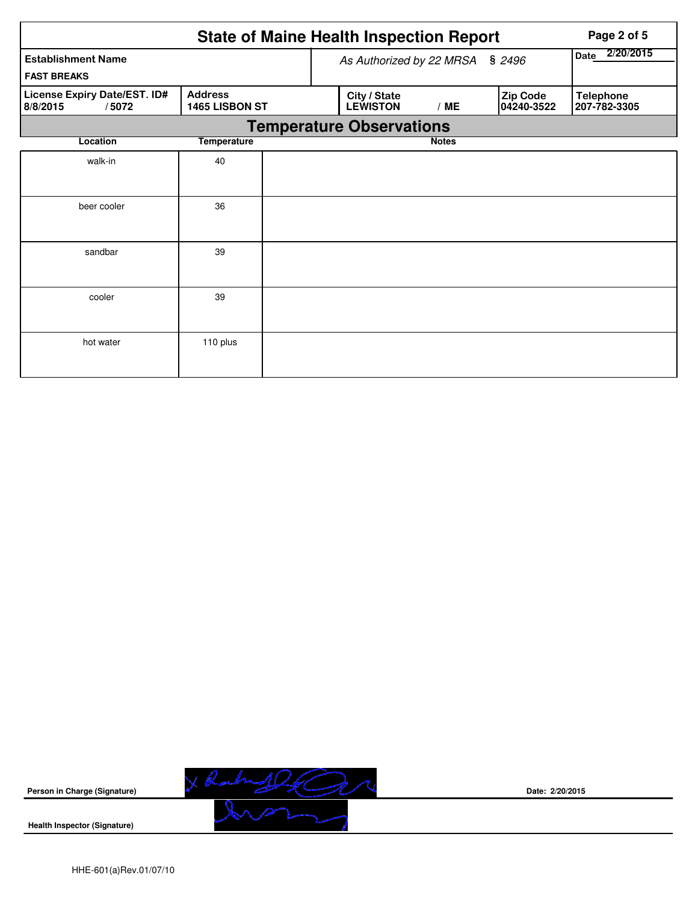# State of Maine Health Inspection Report

| Establishment Name | As Authorized by 22 MRSA § 2496 | | | Date 2/20/2015 |
|---|---|---|---|---|
| FAST BREAKS | | | | |
| **License Expiry Date/EST. ID#** 8/8/2015 / 5072 | **Address** 1465 LISBON ST | **City / State** LEWISTON / ME | **Zip Code** 04240-3522 | **Telephone** 207-782-3305 |

## Temperature Observations

| Location | Temperature | Notes |
|---|---|---|
| walk-in | 40 | |
| beer cooler | 36 | |
| sandbar | 39 | |
| cooler | 39 | |
| hot water | 110 plus | |

**Person in Charge (Signature)** Date: 2/20/2015

**Health Inspector (Signature)**

HHE-601(a)Rev.01/07/10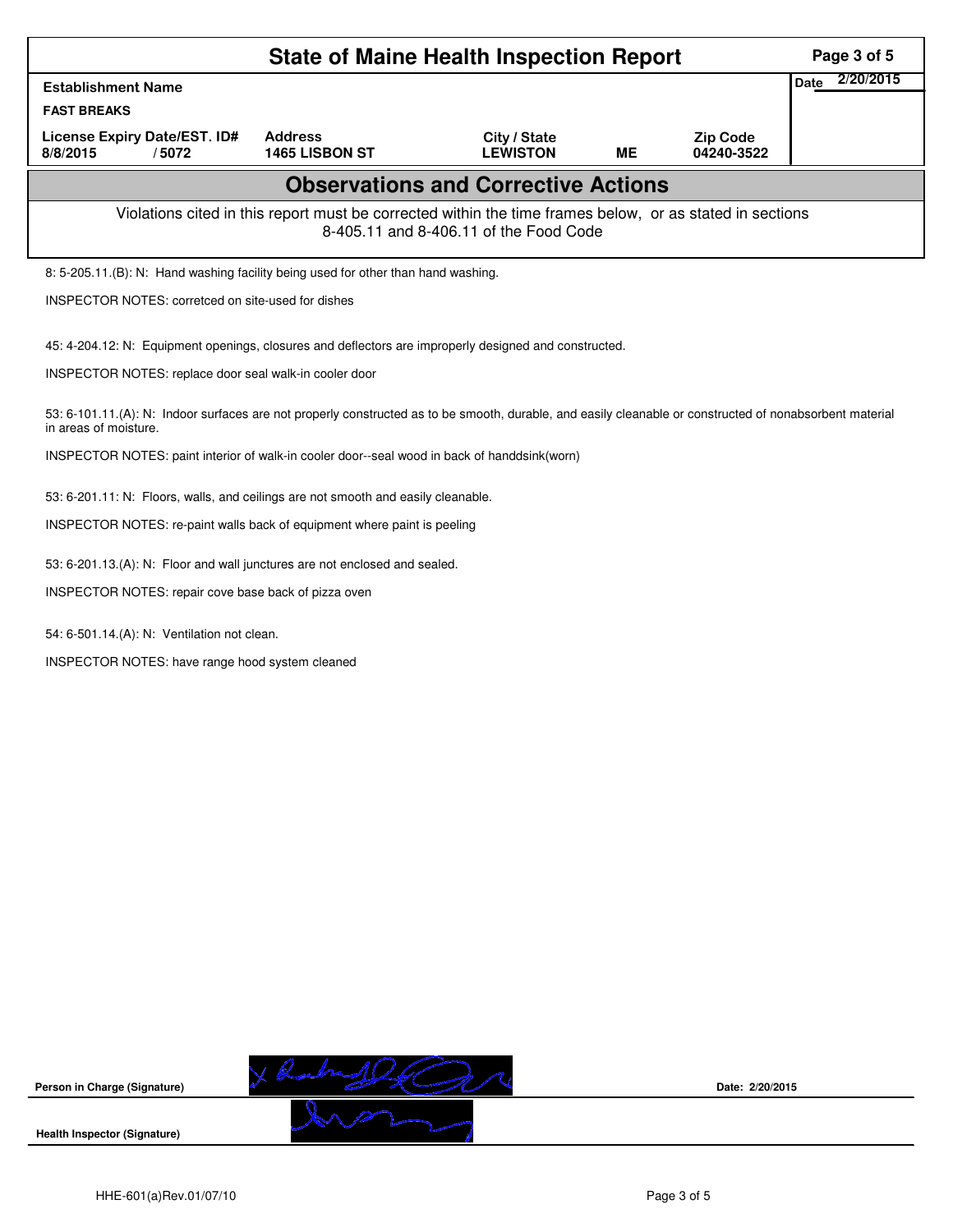# State of Maine Health Inspection Report

| Establishment Name | | | | | | Date 2/20/2015 |
|---|---|---|---|---|---|---|
| FAST BREAKS | | | | | | |
| License Expiry Date/EST. ID# | | Address | City / State | | Zip Code | |
| 8/8/2015 | / 5072 | 1465 LISBON ST | LEWISTON | ME | 04240-3522 | |

## Observations and Corrective Actions

Violations cited in this report must be corrected within the time frames below, or as stated in sections 8-405.11 and 8-406.11 of the Food Code

8: 5-205.11.(B): N: Hand washing facility being used for other than hand washing.

INSPECTOR NOTES: corretced on site-used for dishes

45: 4-204.12: N: Equipment openings, closures and deflectors are improperly designed and constructed.

INSPECTOR NOTES: replace door seal walk-in cooler door

53: 6-101.11.(A): N: Indoor surfaces are not properly constructed as to be smooth, durable, and easily cleanable or constructed of nonabsorbent material in areas of moisture.

INSPECTOR NOTES: paint interior of walk-in cooler door--seal wood in back of handdsink(worn)

53: 6-201.11: N: Floors, walls, and ceilings are not smooth and easily cleanable.

INSPECTOR NOTES: re-paint walls back of equipment where paint is peeling

53: 6-201.13.(A): N: Floor and wall junctures are not enclosed and sealed.

INSPECTOR NOTES: repair cove base back of pizza oven

54: 6-501.14.(A): N: Ventilation not clean.

INSPECTOR NOTES: have range hood system cleaned

**Person in Charge (Signature)** Date: 2/20/2015

**Health Inspector (Signature)**

HHE-601(a)Rev.01/07/10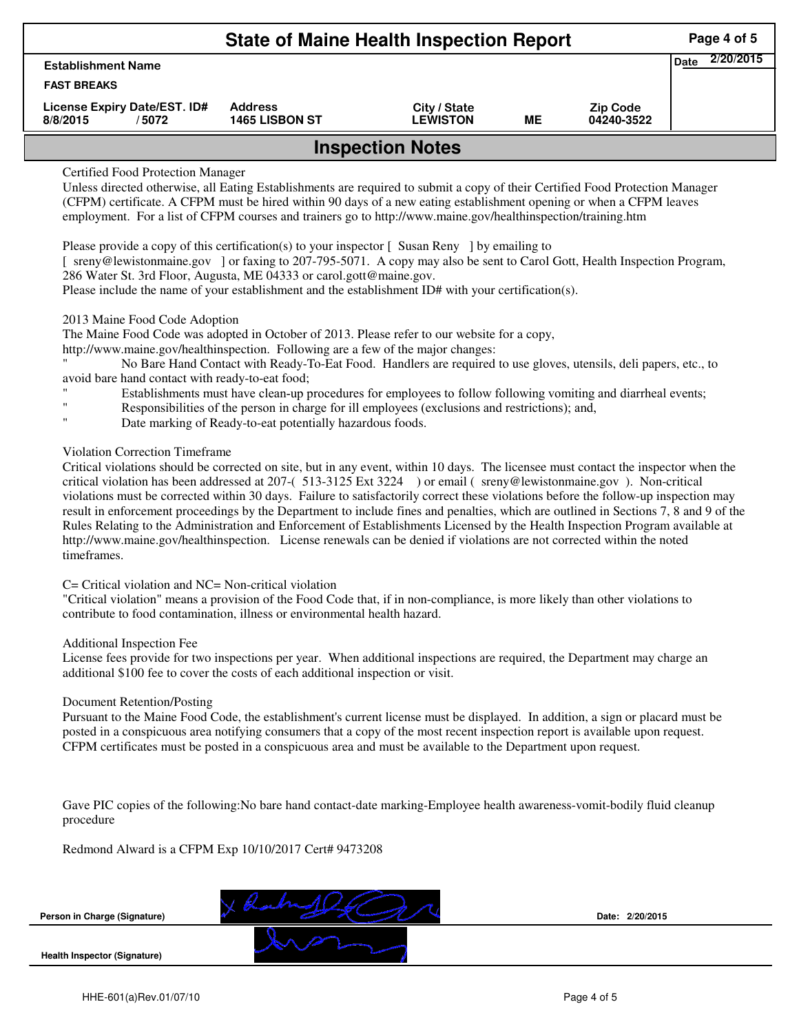# State of Maine Health Inspection Report

| Establishment Name | | | | | Date 2/20/2015 |
|---|---|---|---|---|---|
| FAST BREAKS | | | | | |
| License Expiry Date/EST. ID# | Address | City / State | | Zip Code | |
| 8/8/2015 / 5072 | 1465 LISBON ST | LEWISTON | ME | 04240-3522 | |

## Inspection Notes

Certified Food Protection Manager

Unless directed otherwise, all Eating Establishments are required to submit a copy of their Certified Food Protection Manager (CFPM) certificate. A CFPM must be hired within 90 days of a new eating establishment opening or when a CFPM leaves employment. For a list of CFPM courses and trainers go to http://www.maine.gov/healthinspection/training.htm

Please provide a copy of this certification(s) to your inspector [ Susan Reny ] by emailing to [ sreny@lewistonmaine.gov ] or faxing to 207-795-5071. A copy may also be sent to Carol Gott, Health Inspection Program, 286 Water St. 3rd Floor, Augusta, ME 04333 or carol.gott@maine.gov.
Please include the name of your establishment and the establishment ID# with your certification(s).

2013 Maine Food Code Adoption

The Maine Food Code was adopted in October of 2013. Please refer to our website for a copy, http://www.maine.gov/healthinspection. Following are a few of the major changes:

" No Bare Hand Contact with Ready-To-Eat Food. Handlers are required to use gloves, utensils, deli papers, etc., to avoid bare hand contact with ready-to-eat food;
" Establishments must have clean-up procedures for employees to follow following vomiting and diarrheal events;
" Responsibilities of the person in charge for ill employees (exclusions and restrictions); and,
" Date marking of Ready-to-eat potentially hazardous foods.

Violation Correction Timeframe

Critical violations should be corrected on site, but in any event, within 10 days. The licensee must contact the inspector when the critical violation has been addressed at 207-( 513-3125 Ext 3224 ) or email ( sreny@lewistonmaine.gov ). Non-critical violations must be corrected within 30 days. Failure to satisfactorily correct these violations before the follow-up inspection may result in enforcement proceedings by the Department to include fines and penalties, which are outlined in Sections 7, 8 and 9 of the Rules Relating to the Administration and Enforcement of Establishments Licensed by the Health Inspection Program available at http://www.maine.gov/healthinspection. License renewals can be denied if violations are not corrected within the noted timeframes.

C= Critical violation and NC= Non-critical violation

"Critical violation" means a provision of the Food Code that, if in non-compliance, is more likely than other violations to contribute to food contamination, illness or environmental health hazard.

Additional Inspection Fee

License fees provide for two inspections per year. When additional inspections are required, the Department may charge an additional $100 fee to cover the costs of each additional inspection or visit.

Document Retention/Posting

Pursuant to the Maine Food Code, the establishment's current license must be displayed. In addition, a sign or placard must be posted in a conspicuous area notifying consumers that a copy of the most recent inspection report is available upon request. CFPM certificates must be posted in a conspicuous area and must be available to the Department upon request.

Gave PIC copies of the following:No bare hand contact-date marking-Employee health awareness-vomit-bodily fluid cleanup procedure

Redmond Alward is a CFPM Exp 10/10/2017 Cert# 9473208

Person in Charge (Signature) Date: 2/20/2015

Health Inspector (Signature)

HHE-601(a)Rev.01/07/10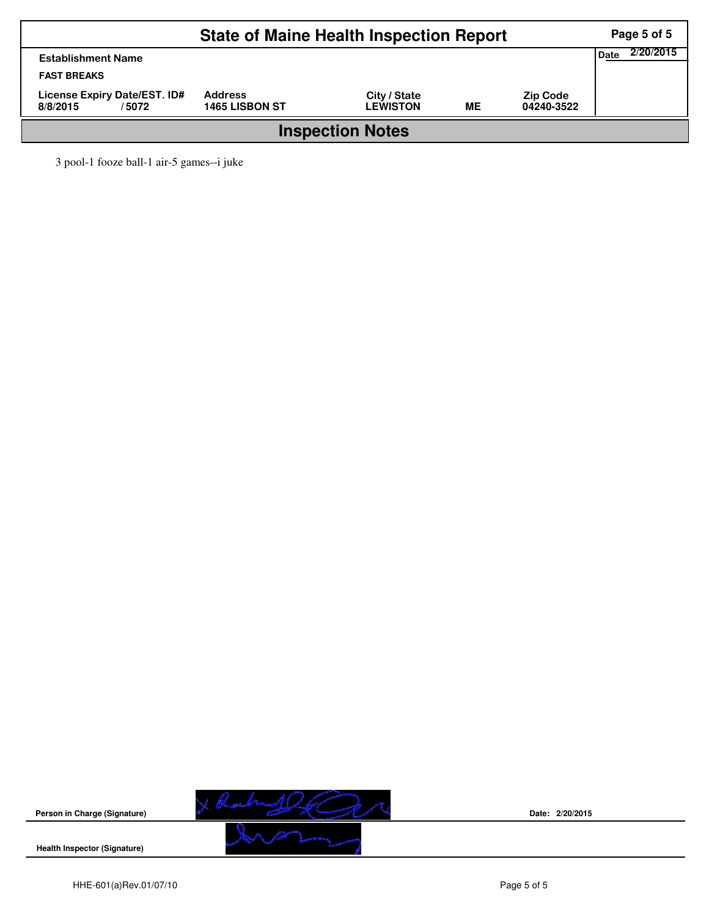# State of Maine Health Inspection Report

| | | | | | |
|---|---|---|---|---|---|
| **Establishment Name** | | | | | **Date** 2/20/2015 |
| **FAST BREAKS** | | | | | |
| **License Expiry Date/EST. ID#** | **Address** | **City / State** | | **Zip Code** | |
| 8/8/2015 / 5072 | 1465 LISBON ST | LEWISTON | ME | 04240-3522 | |

## Inspection Notes

3 pool-1 fooze ball-1 air-5 games--i juke

**Person in Charge (Signature)**

**Date:** 2/20/2015

**Health Inspector (Signature)**

HHE-601(a)Rev.01/07/10